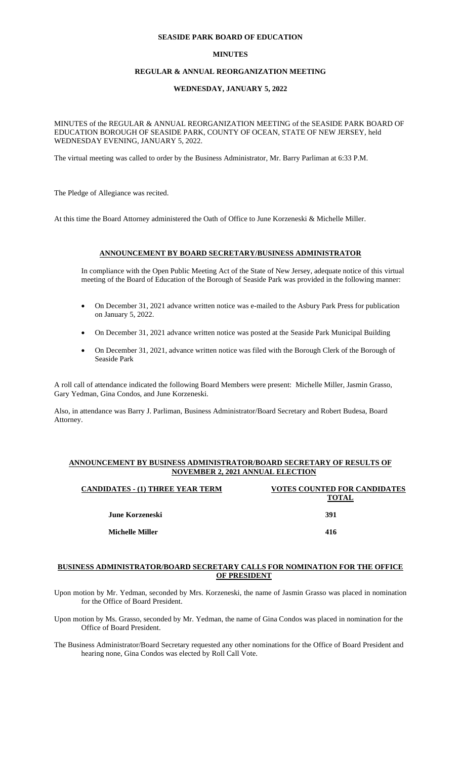# SEASIDE PARK BOARD OF EDUCATION

## MINUTES

## REGULAR & ANNUAL REORGANIZATION MEETING

## WEDNESDAY, JANUARY 5, 2022

MINUTES of the REGULAR & ANNUAL REORGANIZATION MEETING of the SEASIDE PARK BOARD OF EDUCATION BOROUGH OF SEASIDE PARK, COUNTY OF OCEAN, STATE OF NEW JERSEY, held WEDNESDAY EVENING, JANUARY 5, 2022.

The virtual meeting was called to order by the Business Administrator, Mr. Barry Parliman at 6:33 P.M.

The Pledge of Allegiance was recited.

At this time the Board Attorney administered the Oath of Office to June Korzeneski & Michelle Miller.

### ANNOUNCEMENT BY BOARD SECRETARY/BUSINESS ADMINISTRATOR

In compliance with the Open Public Meeting Act of the State of New Jersey, adequate notice of this virtual meeting of the Board of Education of the Borough of Seaside Park was provided in the following manner:

- On December 31, 2021 advance written notice was e-mailed to the Asbury Park Press for publication on January 5, 2022.
- On December 31, 2021 advance written notice was posted at the Seaside Park Municipal Building
- On December 31, 2021, advance written notice was filed with the Borough Clerk of the Borough of Seaside Park

A roll call of attendance indicated the following Board Members were present: Michelle Miller, Jasmin Grasso, Gary Yedman, Gina Condos, and June Korzeneski.

Also, in attendance was Barry J. Parliman, Business Administrator/Board Secretary and Robert Budesa, Board Attorney.

### ANNOUNCEMENT BY BUSINESS ADMINISTRATOR/BOARD SECRETARY OF RESULTS OF NOVEMBER 2, 2021 ANNUAL ELECTION

| CANDIDATES - (1) THREE YEAR TERM | VOTES COUNTED FOR CANDIDATES TOTAL |
|---|---|
| **June Korzeneski** | **391** |
| **Michelle Miller** | **416** |

### BUSINESS ADMINISTRATOR/BOARD SECRETARY CALLS FOR NOMINATION FOR THE OFFICE OF PRESIDENT

Upon motion by Mr. Yedman, seconded by Mrs. Korzeneski, the name of Jasmin Grasso was placed in nomination for the Office of Board President.

Upon motion by Ms. Grasso, seconded by Mr. Yedman, the name of Gina Condos was placed in nomination for the Office of Board President.

The Business Administrator/Board Secretary requested any other nominations for the Office of Board President and hearing none, Gina Condos was elected by Roll Call Vote.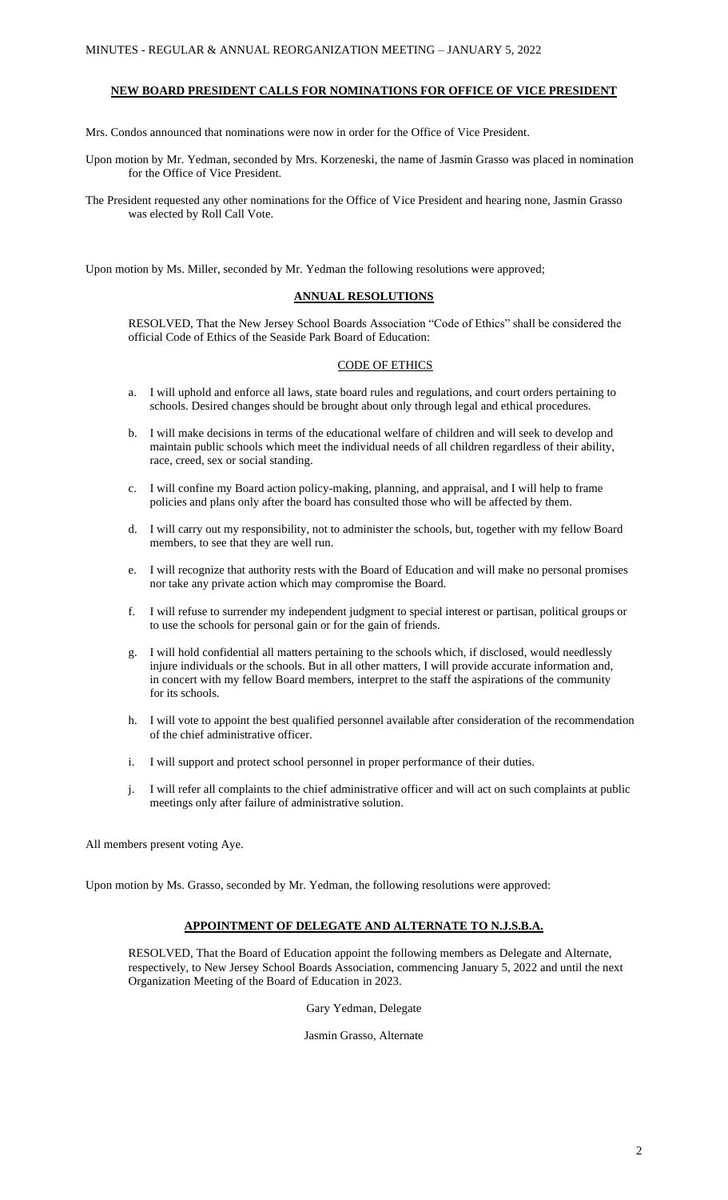## NEW BOARD PRESIDENT CALLS FOR NOMINATIONS FOR OFFICE OF VICE PRESIDENT

Mrs. Condos announced that nominations were now in order for the Office of Vice President.

Upon motion by Mr. Yedman, seconded by Mrs. Korzeneski, the name of Jasmin Grasso was placed in nomination for the Office of Vice President.

The President requested any other nominations for the Office of Vice President and hearing none, Jasmin Grasso was elected by Roll Call Vote.

Upon motion by Ms. Miller, seconded by Mr. Yedman the following resolutions were approved;

## ANNUAL RESOLUTIONS

RESOLVED, That the New Jersey School Boards Association "Code of Ethics" shall be considered the official Code of Ethics of the Seaside Park Board of Education:

### CODE OF ETHICS

a. I will uphold and enforce all laws, state board rules and regulations, and court orders pertaining to schools. Desired changes should be brought about only through legal and ethical procedures.

b. I will make decisions in terms of the educational welfare of children and will seek to develop and maintain public schools which meet the individual needs of all children regardless of their ability, race, creed, sex or social standing.

c. I will confine my Board action policy-making, planning, and appraisal, and I will help to frame policies and plans only after the board has consulted those who will be affected by them.

d. I will carry out my responsibility, not to administer the schools, but, together with my fellow Board members, to see that they are well run.

e. I will recognize that authority rests with the Board of Education and will make no personal promises nor take any private action which may compromise the Board.

f. I will refuse to surrender my independent judgment to special interest or partisan, political groups or to use the schools for personal gain or for the gain of friends.

g. I will hold confidential all matters pertaining to the schools which, if disclosed, would needlessly injure individuals or the schools. But in all other matters, I will provide accurate information and, in concert with my fellow Board members, interpret to the staff the aspirations of the community for its schools.

h. I will vote to appoint the best qualified personnel available after consideration of the recommendation of the chief administrative officer.

i. I will support and protect school personnel in proper performance of their duties.

j. I will refer all complaints to the chief administrative officer and will act on such complaints at public meetings only after failure of administrative solution.

All members present voting Aye.

Upon motion by Ms. Grasso, seconded by Mr. Yedman, the following resolutions were approved:

## APPOINTMENT OF DELEGATE AND ALTERNATE TO N.J.S.B.A.

RESOLVED, That the Board of Education appoint the following members as Delegate and Alternate, respectively, to New Jersey School Boards Association, commencing January 5, 2022 and until the next Organization Meeting of the Board of Education in 2023.

Gary Yedman, Delegate

Jasmin Grasso, Alternate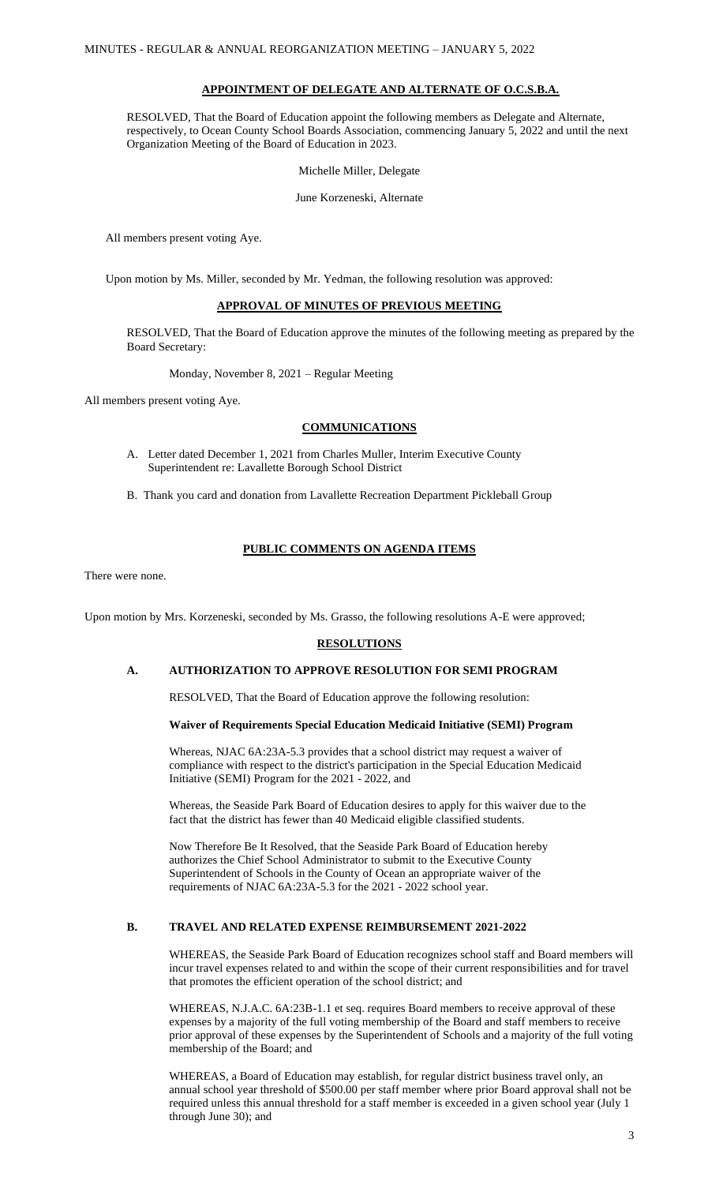### APPOINTMENT OF DELEGATE AND ALTERNATE OF O.C.S.B.A.

RESOLVED, That the Board of Education appoint the following members as Delegate and Alternate, respectively, to Ocean County School Boards Association, commencing January 5, 2022 and until the next Organization Meeting of the Board of Education in 2023.

Michelle Miller, Delegate

June Korzeneski, Alternate

All members present voting Aye.

Upon motion by Ms. Miller, seconded by Mr. Yedman, the following resolution was approved:

### APPROVAL OF MINUTES OF PREVIOUS MEETING

RESOLVED, That the Board of Education approve the minutes of the following meeting as prepared by the Board Secretary:

Monday, November 8, 2021 – Regular Meeting

All members present voting Aye.

### COMMUNICATIONS

A. Letter dated December 1, 2021 from Charles Muller, Interim Executive County Superintendent re: Lavallette Borough School District

B. Thank you card and donation from Lavallette Recreation Department Pickleball Group

### PUBLIC COMMENTS ON AGENDA ITEMS

There were none.

Upon motion by Mrs. Korzeneski, seconded by Ms. Grasso, the following resolutions A-E were approved;

### RESOLUTIONS

#### A. AUTHORIZATION TO APPROVE RESOLUTION FOR SEMI PROGRAM

RESOLVED, That the Board of Education approve the following resolution:

**Waiver of Requirements Special Education Medicaid Initiative (SEMI) Program**

Whereas, NJAC 6A:23A-5.3 provides that a school district may request a waiver of compliance with respect to the district's participation in the Special Education Medicaid Initiative (SEMI) Program for the 2021 - 2022, and

Whereas, the Seaside Park Board of Education desires to apply for this waiver due to the fact that the district has fewer than 40 Medicaid eligible classified students.

Now Therefore Be It Resolved, that the Seaside Park Board of Education hereby authorizes the Chief School Administrator to submit to the Executive County Superintendent of Schools in the County of Ocean an appropriate waiver of the requirements of NJAC 6A:23A-5.3 for the 2021 - 2022 school year.

#### B. TRAVEL AND RELATED EXPENSE REIMBURSEMENT 2021-2022

WHEREAS, the Seaside Park Board of Education recognizes school staff and Board members will incur travel expenses related to and within the scope of their current responsibilities and for travel that promotes the efficient operation of the school district; and

WHEREAS, N.J.A.C. 6A:23B-1.1 et seq. requires Board members to receive approval of these expenses by a majority of the full voting membership of the Board and staff members to receive prior approval of these expenses by the Superintendent of Schools and a majority of the full voting membership of the Board; and

WHEREAS, a Board of Education may establish, for regular district business travel only, an annual school year threshold of $500.00 per staff member where prior Board approval shall not be required unless this annual threshold for a staff member is exceeded in a given school year (July 1 through June 30); and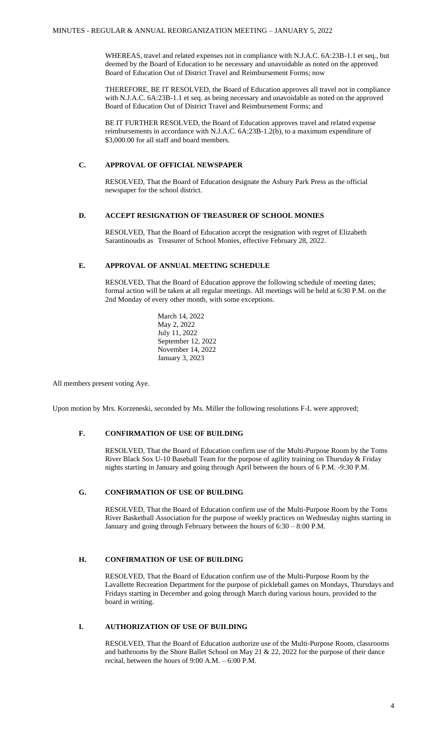WHEREAS, travel and related expenses not in compliance with N.J.A.C. 6A:23B-1.1 et seq., but deemed by the Board of Education to be necessary and unavoidable as noted on the approved Board of Education Out of District Travel and Reimbursement Forms; now

THEREFORE, BE IT RESOLVED, the Board of Education approves all travel not in compliance with N.J.A.C. 6A:23B-1.1 et seq. as being necessary and unavoidable as noted on the approved Board of Education Out of District Travel and Reimbursement Forms; and

BE IT FURTHER RESOLVED, the Board of Education approves travel and related expense reimbursements in accordance with N.J.A.C. 6A:23B-1.2(b), to a maximum expenditure of $3,000.00 for all staff and board members.

### C. APPROVAL OF OFFICIAL NEWSPAPER

RESOLVED, That the Board of Education designate the Asbury Park Press as the official newspaper for the school district.

### D. ACCEPT RESIGNATION OF TREASURER OF SCHOOL MONIES

RESOLVED, That the Board of Education accept the resignation with regret of Elizabeth Sarantinoudis as Treasurer of School Monies, effective February 28, 2022.

### E. APPROVAL OF ANNUAL MEETING SCHEDULE

RESOLVED, That the Board of Education approve the following schedule of meeting dates; formal action will be taken at all regular meetings. All meetings will be held at 6:30 P.M. on the 2nd Monday of every other month, with some exceptions.

March 14, 2022
May 2, 2022
July 11, 2022
September 12, 2022
November 14, 2022
January 3, 2023

All members present voting Aye.

Upon motion by Mrs. Korzeneski, seconded by Ms. Miller the following resolutions F-L were approved;

### F. CONFIRMATION OF USE OF BUILDING

RESOLVED, That the Board of Education confirm use of the Multi-Purpose Room by the Toms River Black Sox U-10 Baseball Team for the purpose of agility training on Thursday & Friday nights starting in January and going through April between the hours of 6 P.M. -9:30 P.M.

### G. CONFIRMATION OF USE OF BUILDING

RESOLVED, That the Board of Education confirm use of the Multi-Purpose Room by the Toms River Basketball Association for the purpose of weekly practices on Wednesday nights starting in January and going through February between the hours of 6:30 – 8:00 P.M.

### H. CONFIRMATION OF USE OF BUILDING

RESOLVED, That the Board of Education confirm use of the Multi-Purpose Room by the Lavallette Recreation Department for the purpose of pickleball games on Mondays, Thursdays and Fridays starting in December and going through March during various hours, provided to the board in writing.

### I. AUTHORIZATION OF USE OF BUILDING

RESOLVED, That the Board of Education authorize use of the Multi-Purpose Room, classrooms and bathrooms by the Shore Ballet School on May 21 & 22, 2022 for the purpose of their dance recital, between the hours of 9:00 A.M. – 6:00 P.M.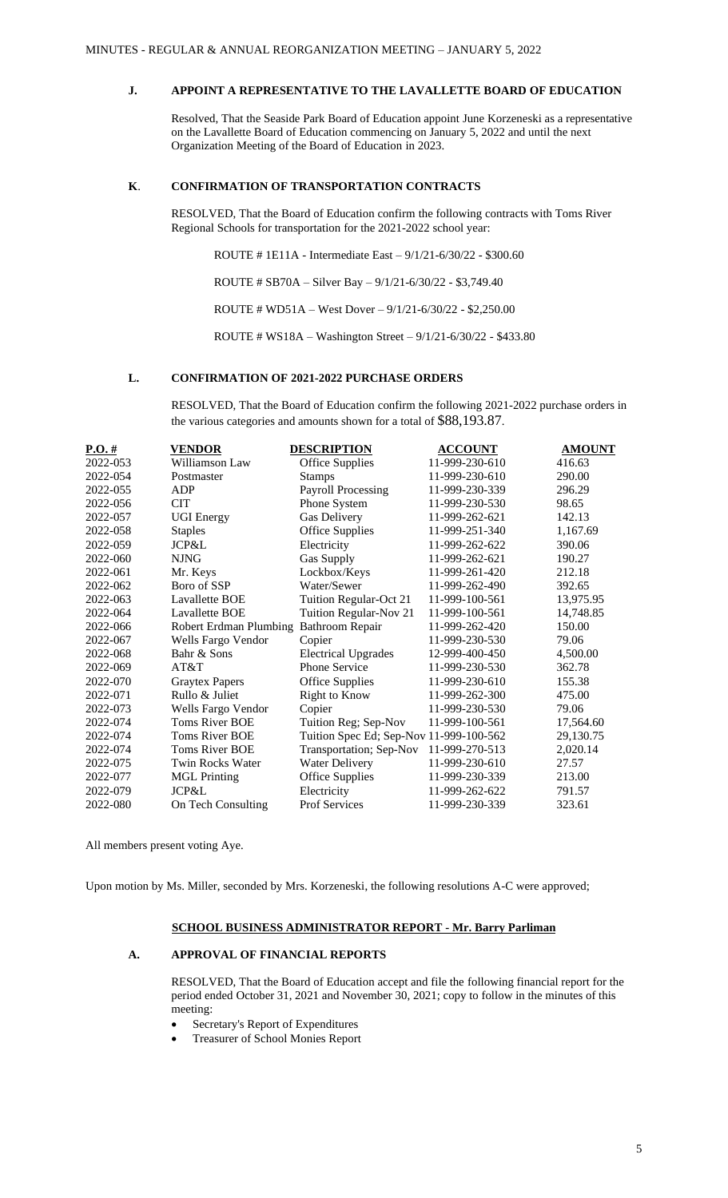### J. APPOINT A REPRESENTATIVE TO THE LAVALLETTE BOARD OF EDUCATION

Resolved, That the Seaside Park Board of Education appoint June Korzeneski as a representative on the Lavallette Board of Education commencing on January 5, 2022 and until the next Organization Meeting of the Board of Education in 2023.

### K. CONFIRMATION OF TRANSPORTATION CONTRACTS

RESOLVED, That the Board of Education confirm the following contracts with Toms River Regional Schools for transportation for the 2021-2022 school year:

ROUTE # 1E11A - Intermediate East – 9/1/21-6/30/22 - $300.60

ROUTE # SB70A – Silver Bay – 9/1/21-6/30/22 - $3,749.40

ROUTE # WD51A – West Dover – 9/1/21-6/30/22 - $2,250.00

ROUTE # WS18A – Washington Street – 9/1/21-6/30/22 - $433.80

### L. CONFIRMATION OF 2021-2022 PURCHASE ORDERS

RESOLVED, That the Board of Education confirm the following 2021-2022 purchase orders in the various categories and amounts shown for a total of $88,193.87.

| P.O. # | VENDOR | DESCRIPTION | ACCOUNT | AMOUNT |
|---|---|---|---|---|
| 2022-053 | Williamson Law | Office Supplies | 11-999-230-610 | 416.63 |
| 2022-054 | Postmaster | Stamps | 11-999-230-610 | 290.00 |
| 2022-055 | ADP | Payroll Processing | 11-999-230-339 | 296.29 |
| 2022-056 | CIT | Phone System | 11-999-230-530 | 98.65 |
| 2022-057 | UGI Energy | Gas Delivery | 11-999-262-621 | 142.13 |
| 2022-058 | Staples | Office Supplies | 11-999-251-340 | 1,167.69 |
| 2022-059 | JCP&L | Electricity | 11-999-262-622 | 390.06 |
| 2022-060 | NJNG | Gas Supply | 11-999-262-621 | 190.27 |
| 2022-061 | Mr. Keys | Lockbox/Keys | 11-999-261-420 | 212.18 |
| 2022-062 | Boro of SSP | Water/Sewer | 11-999-262-490 | 392.65 |
| 2022-063 | Lavallette BOE | Tuition Regular-Oct 21 | 11-999-100-561 | 13,975.95 |
| 2022-064 | Lavallette BOE | Tuition Regular-Nov 21 | 11-999-100-561 | 14,748.85 |
| 2022-066 | Robert Erdman Plumbing | Bathroom Repair | 11-999-262-420 | 150.00 |
| 2022-067 | Wells Fargo Vendor | Copier | 11-999-230-530 | 79.06 |
| 2022-068 | Bahr & Sons | Electrical Upgrades | 12-999-400-450 | 4,500.00 |
| 2022-069 | AT&T | Phone Service | 11-999-230-530 | 362.78 |
| 2022-070 | Graytex Papers | Office Supplies | 11-999-230-610 | 155.38 |
| 2022-071 | Rullo & Juliet | Right to Know | 11-999-262-300 | 475.00 |
| 2022-073 | Wells Fargo Vendor | Copier | 11-999-230-530 | 79.06 |
| 2022-074 | Toms River BOE | Tuition Reg; Sep-Nov | 11-999-100-561 | 17,564.60 |
| 2022-074 | Toms River BOE | Tuition Spec Ed; Sep-Nov | 11-999-100-562 | 29,130.75 |
| 2022-074 | Toms River BOE | Transportation; Sep-Nov | 11-999-270-513 | 2,020.14 |
| 2022-075 | Twin Rocks Water | Water Delivery | 11-999-230-610 | 27.57 |
| 2022-077 | MGL Printing | Office Supplies | 11-999-230-339 | 213.00 |
| 2022-079 | JCP&L | Electricity | 11-999-262-622 | 791.57 |
| 2022-080 | On Tech Consulting | Prof Services | 11-999-230-339 | 323.61 |

All members present voting Aye.

Upon motion by Ms. Miller, seconded by Mrs. Korzeneski, the following resolutions A-C were approved;

## SCHOOL BUSINESS ADMINISTRATOR REPORT - Mr. Barry Parliman

### A. APPROVAL OF FINANCIAL REPORTS

RESOLVED, That the Board of Education accept and file the following financial report for the period ended October 31, 2021 and November 30, 2021; copy to follow in the minutes of this meeting:

- Secretary's Report of Expenditures
- Treasurer of School Monies Report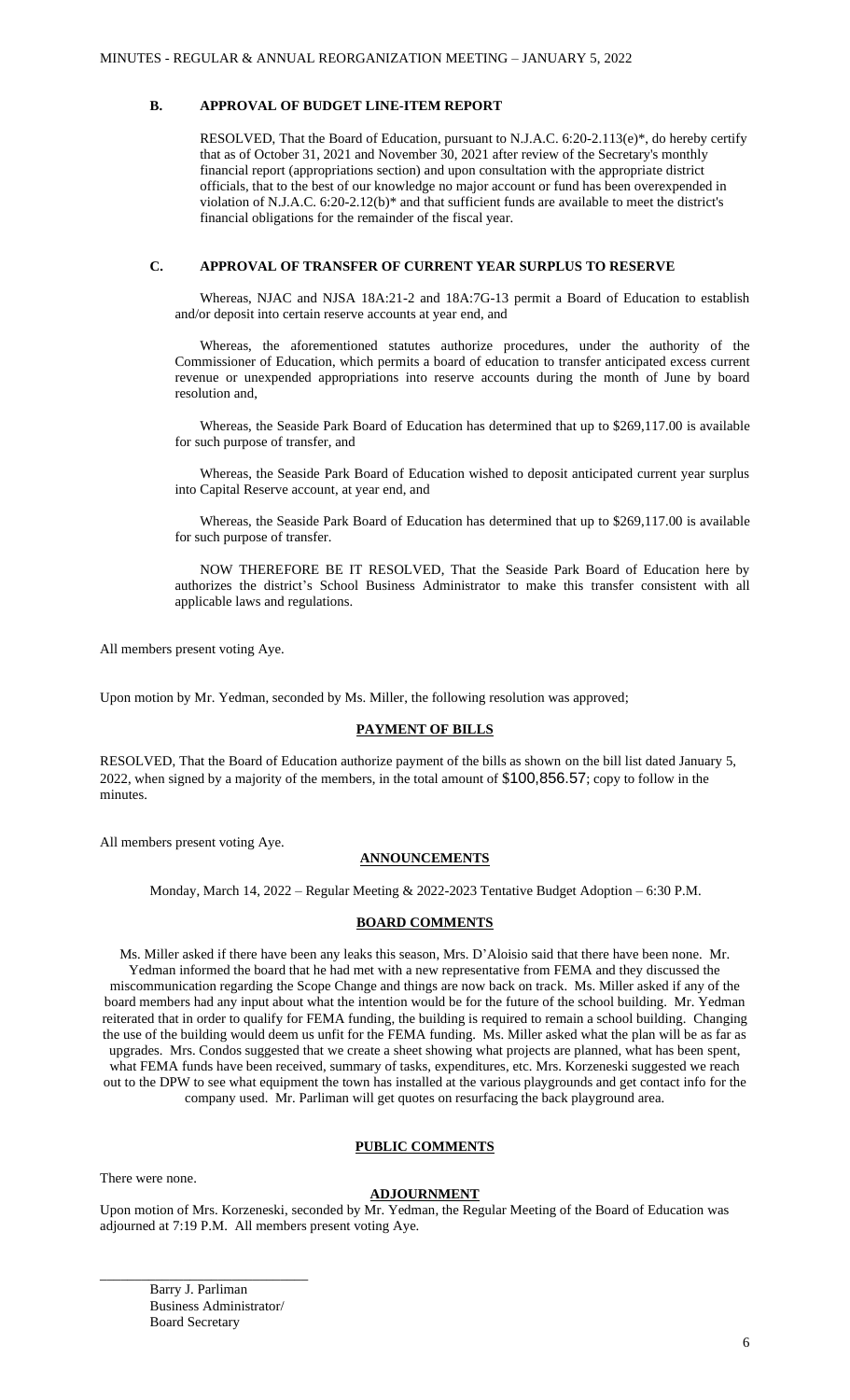### B. APPROVAL OF BUDGET LINE-ITEM REPORT

RESOLVED, That the Board of Education, pursuant to N.J.A.C. 6:20-2.113(e)*, do hereby certify that as of October 31, 2021 and November 30, 2021 after review of the Secretary's monthly financial report (appropriations section) and upon consultation with the appropriate district officials, that to the best of our knowledge no major account or fund has been overexpended in violation of N.J.A.C. 6:20-2.12(b)* and that sufficient funds are available to meet the district's financial obligations for the remainder of the fiscal year.

### C. APPROVAL OF TRANSFER OF CURRENT YEAR SURPLUS TO RESERVE

Whereas, NJAC and NJSA 18A:21-2 and 18A:7G-13 permit a Board of Education to establish and/or deposit into certain reserve accounts at year end, and

Whereas, the aforementioned statutes authorize procedures, under the authority of the Commissioner of Education, which permits a board of education to transfer anticipated excess current revenue or unexpended appropriations into reserve accounts during the month of June by board resolution and,

Whereas, the Seaside Park Board of Education has determined that up to $269,117.00 is available for such purpose of transfer, and

Whereas, the Seaside Park Board of Education wished to deposit anticipated current year surplus into Capital Reserve account, at year end, and

Whereas, the Seaside Park Board of Education has determined that up to $269,117.00 is available for such purpose of transfer.

NOW THEREFORE BE IT RESOLVED, That the Seaside Park Board of Education here by authorizes the district's School Business Administrator to make this transfer consistent with all applicable laws and regulations.

All members present voting Aye.

Upon motion by Mr. Yedman, seconded by Ms. Miller, the following resolution was approved;

## PAYMENT OF BILLS

RESOLVED, That the Board of Education authorize payment of the bills as shown on the bill list dated January 5, 2022, when signed by a majority of the members, in the total amount of $100,856.57; copy to follow in the minutes.

All members present voting Aye.

## ANNOUNCEMENTS

Monday, March 14, 2022 – Regular Meeting & 2022-2023 Tentative Budget Adoption – 6:30 P.M.

## BOARD COMMENTS

Ms. Miller asked if there have been any leaks this season, Mrs. D'Aloisio said that there have been none. Mr. Yedman informed the board that he had met with a new representative from FEMA and they discussed the miscommunication regarding the Scope Change and things are now back on track. Ms. Miller asked if any of the board members had any input about what the intention would be for the future of the school building. Mr. Yedman reiterated that in order to qualify for FEMA funding, the building is required to remain a school building. Changing the use of the building would deem us unfit for the FEMA funding. Ms. Miller asked what the plan will be as far as upgrades. Mrs. Condos suggested that we create a sheet showing what projects are planned, what has been spent, what FEMA funds have been received, summary of tasks, expenditures, etc. Mrs. Korzeneski suggested we reach out to the DPW to see what equipment the town has installed at the various playgrounds and get contact info for the company used. Mr. Parliman will get quotes on resurfacing the back playground area.

## PUBLIC COMMENTS

There were none.

## ADJOURNMENT

Upon motion of Mrs. Korzeneski, seconded by Mr. Yedman, the Regular Meeting of the Board of Education was adjourned at 7:19 P.M. All members present voting Aye.

\_\_\_\_\_\_\_\_\_\_\_\_\_\_\_\_\_\_\_\_\_\_\_\_\_\_\_\_\_\_

Barry J. Parliman
Business Administrator/
Board Secretary